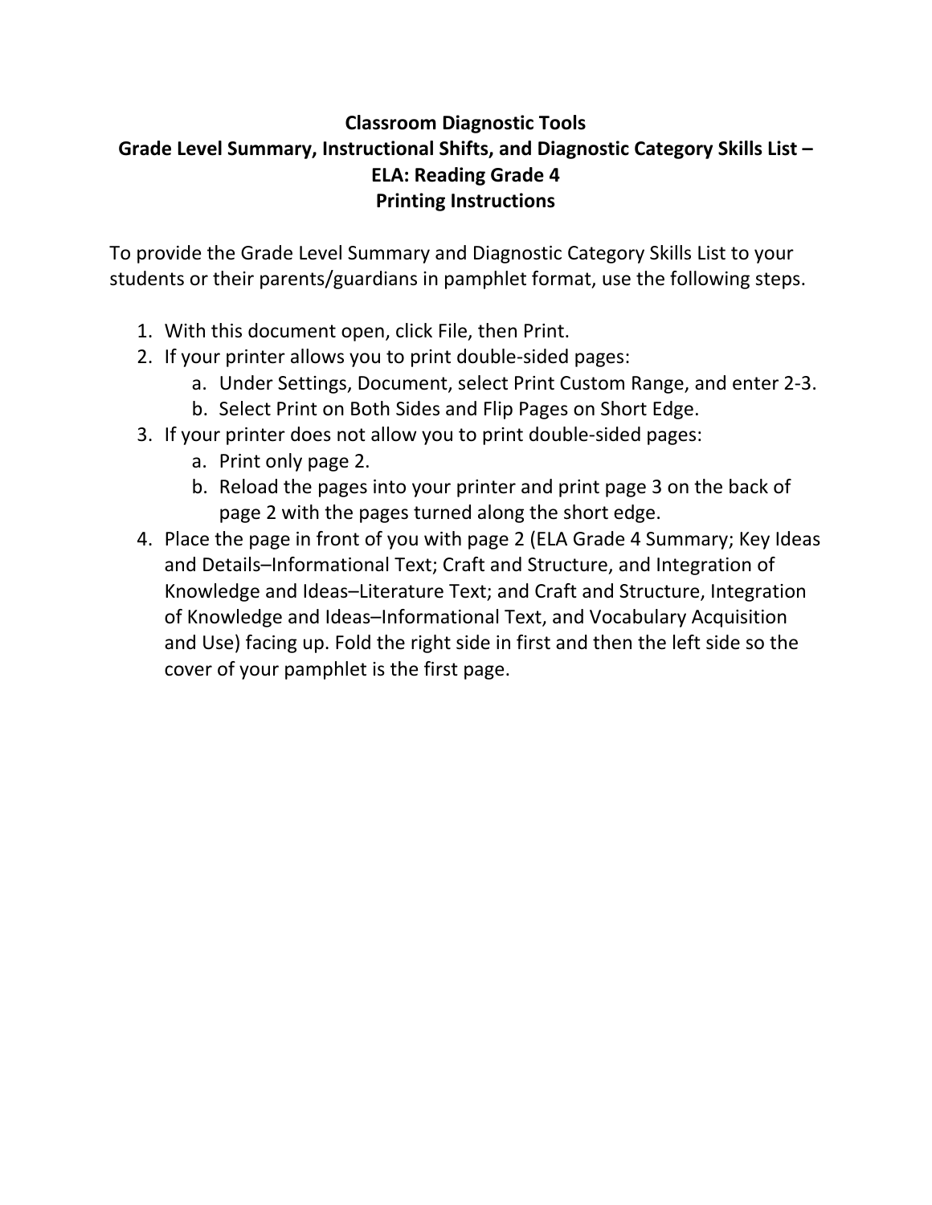# Classroom Diagnostic Tools
## Grade Level Summary, Instructional Shifts, and Diagnostic Category Skills List – ELA: Reading Grade 4
## Printing Instructions

To provide the Grade Level Summary and Diagnostic Category Skills List to your students or their parents/guardians in pamphlet format, use the following steps.

1. With this document open, click File, then Print.
2. If your printer allows you to print double-sided pages:
   a. Under Settings, Document, select Print Custom Range, and enter 2-3.
   b. Select Print on Both Sides and Flip Pages on Short Edge.
3. If your printer does not allow you to print double-sided pages:
   a. Print only page 2.
   b. Reload the pages into your printer and print page 3 on the back of page 2 with the pages turned along the short edge.
4. Place the page in front of you with page 2 (ELA Grade 4 Summary; Key Ideas and Details–Informational Text; Craft and Structure, and Integration of Knowledge and Ideas–Literature Text; and Craft and Structure, Integration of Knowledge and Ideas–Informational Text, and Vocabulary Acquisition and Use) facing up. Fold the right side in first and then the left side so the cover of your pamphlet is the first page.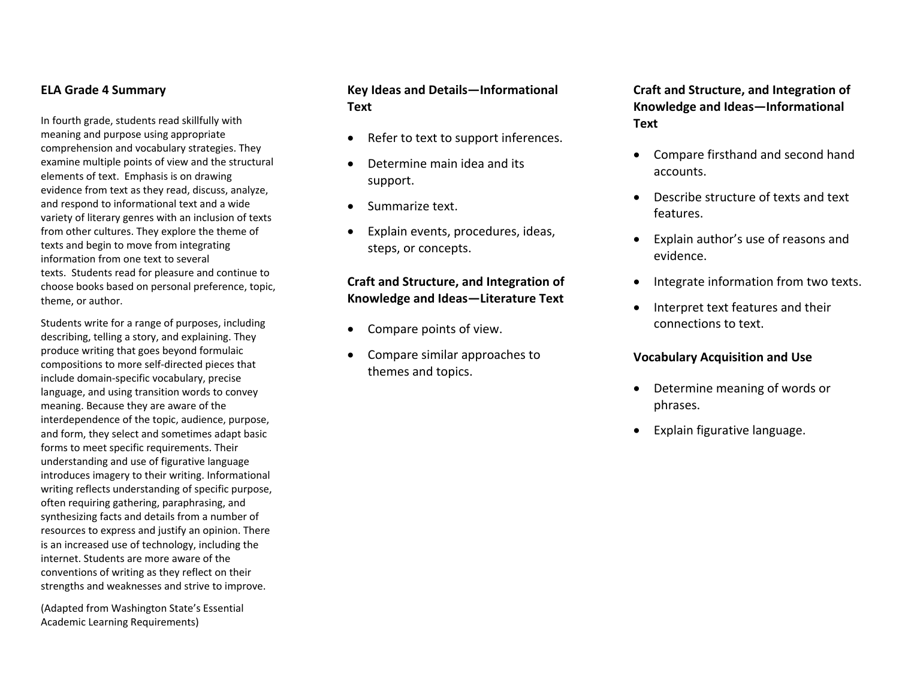## ELA Grade 4 Summary

In fourth grade, students read skillfully with meaning and purpose using appropriate comprehension and vocabulary strategies. They examine multiple points of view and the structural elements of text. Emphasis is on drawing evidence from text as they read, discuss, analyze, and respond to informational text and a wide variety of literary genres with an inclusion of texts from other cultures. They explore the theme of texts and begin to move from integrating information from one text to several texts. Students read for pleasure and continue to choose books based on personal preference, topic, theme, or author.

Students write for a range of purposes, including describing, telling a story, and explaining. They produce writing that goes beyond formulaic compositions to more self-directed pieces that include domain-specific vocabulary, precise language, and using transition words to convey meaning. Because they are aware of the interdependence of the topic, audience, purpose, and form, they select and sometimes adapt basic forms to meet specific requirements. Their understanding and use of figurative language introduces imagery to their writing. Informational writing reflects understanding of specific purpose, often requiring gathering, paraphrasing, and synthesizing facts and details from a number of resources to express and justify an opinion. There is an increased use of technology, including the internet. Students are more aware of the conventions of writing as they reflect on their strengths and weaknesses and strive to improve.

(Adapted from Washington State's Essential Academic Learning Requirements)

### Key Ideas and Details—Informational Text

- Refer to text to support inferences.
- Determine main idea and its support.
- Summarize text.
- Explain events, procedures, ideas, steps, or concepts.

### Craft and Structure, and Integration of Knowledge and Ideas—Literature Text

- Compare points of view.
- Compare similar approaches to themes and topics.

### Craft and Structure, and Integration of Knowledge and Ideas—Informational Text

- Compare firsthand and second hand accounts.
- Describe structure of texts and text features.
- Explain author's use of reasons and evidence.
- Integrate information from two texts.
- Interpret text features and their connections to text.

### Vocabulary Acquisition and Use

- Determine meaning of words or phrases.
- Explain figurative language.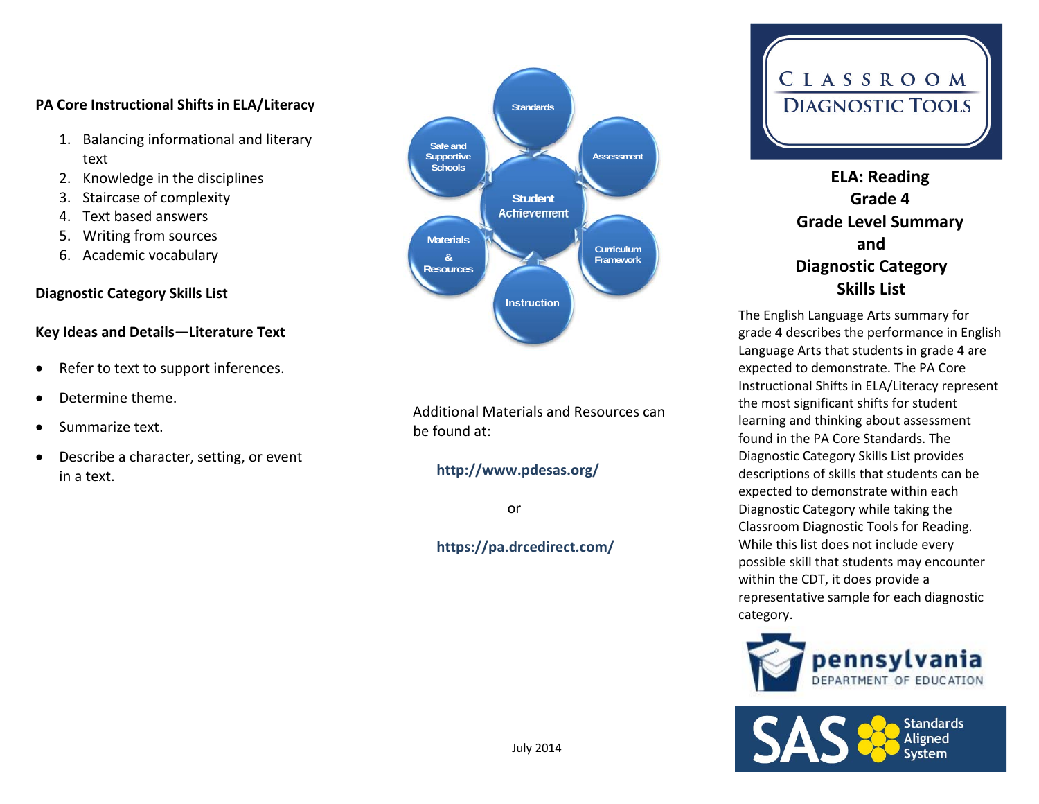**PA Core Instructional Shifts in ELA/Literacy**

1. Balancing informational and literary text
2. Knowledge in the disciplines
3. Staircase of complexity
4. Text based answers
5. Writing from sources
6. Academic vocabulary

**Diagnostic Category Skills List**

**Key Ideas and Details—Literature Text**

- Refer to text to support inferences.
- Determine theme.
- Summarize text.
- Describe a character, setting, or event in a text.

Standards
Assessment
Curriculum Framework
Instruction
Materials & Resources
Safe and Supportive Schools
Student Achievement

Additional Materials and Resources can be found at:

**http://www.pdesas.org/**

or

**https://pa.drcedirect.com/**

July 2014

CLASSROOM DIAGNOSTIC TOOLS

**ELA: Reading**
**Grade 4**
**Grade Level Summary and Diagnostic Category Skills List**

The English Language Arts summary for grade 4 describes the performance in English Language Arts that students in grade 4 are expected to demonstrate. The PA Core Instructional Shifts in ELA/Literacy represent the most significant shifts for student learning and thinking about assessment found in the PA Core Standards. The Diagnostic Category Skills List provides descriptions of skills that students can be expected to demonstrate within each Diagnostic Category while taking the Classroom Diagnostic Tools for Reading. While this list does not include every possible skill that students may encounter within the CDT, it does provide a representative sample for each diagnostic category.

pennsylvania DEPARTMENT OF EDUCATION

SAS Standards Aligned System